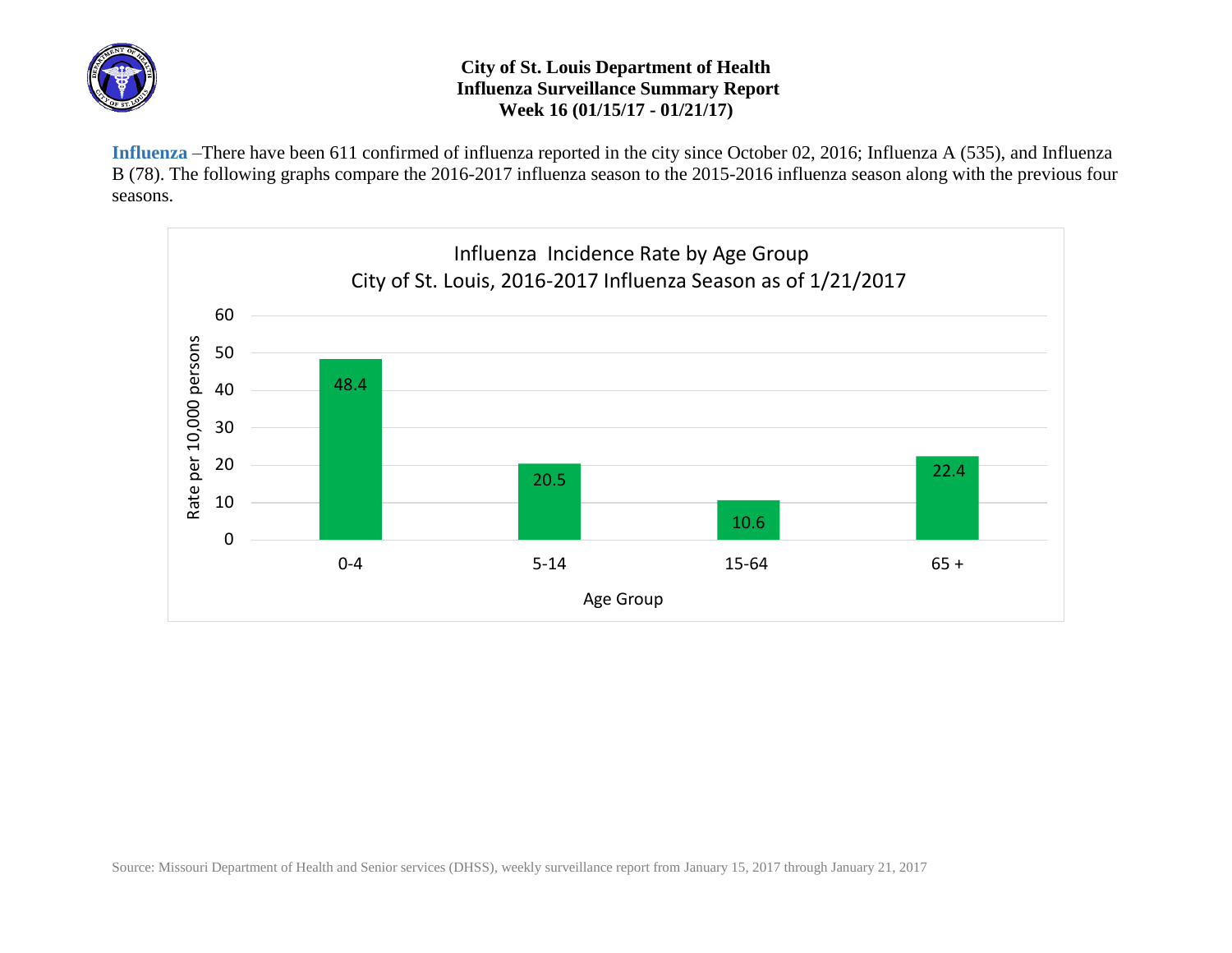**City of St. Louis Department of Health**
**Influenza Surveillance Summary Report**
**Week 16 (01/15/17 - 01/21/17)**

**Influenza** –There have been 611 confirmed of influenza reported in the city since October 02, 2016; Influenza A (535), and Influenza B (78). The following graphs compare the 2016-2017 influenza season to the 2015-2016 influenza season along with the previous four seasons.

Influenza Incidence Rate by Age Group
City of St. Louis, 2016-2017 Influenza Season as of 1/21/2017

| Age Group | Rate per 10,000 persons |
|---|---|
| 0-4 | 48.4 |
| 5-14 | 20.5 |
| 15-64 | 10.6 |
| 65 + | 22.4 |

Source: Missouri Department of Health and Senior services (DHSS), weekly surveillance report from January 15, 2017 through January 21, 2017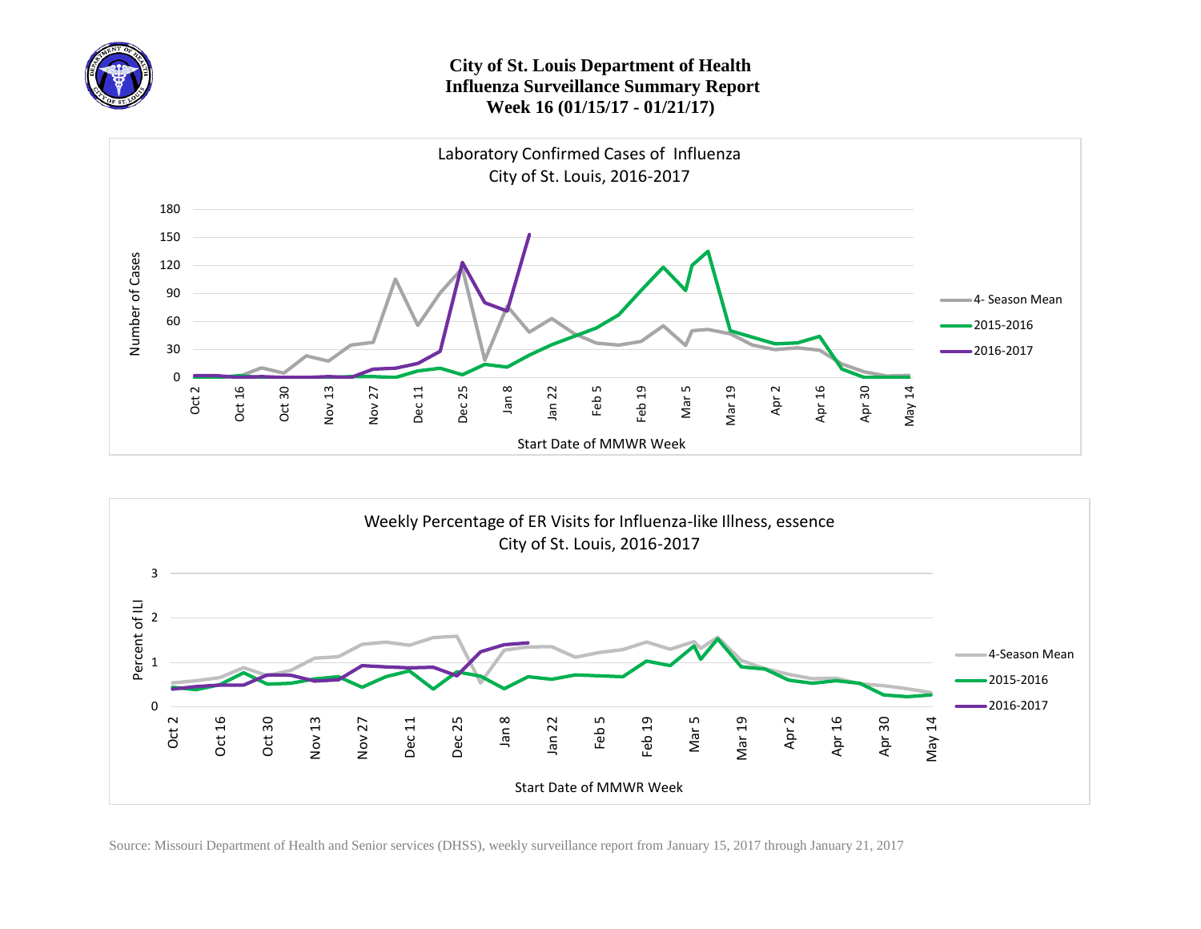# City of St. Louis Department of Health
## Influenza Surveillance Summary Report
## Week 16 (01/15/17 - 01/21/17)

Laboratory Confirmed Cases of Influenza
City of St. Louis, 2016-2017

Number of Cases

180
150
120
90
60
30
0

Oct 2, Oct 16, Oct 30, Nov 13, Nov 27, Dec 11, Dec 25, Jan 8, Jan 22, Feb 5, Feb 19, Mar 5, Mar 19, Apr 2, Apr 16, Apr 30, May 14

Start Date of MMWR Week

4- Season Mean
2015-2016
2016-2017

Weekly Percentage of ER Visits for Influenza-like Illness, essence
City of St. Louis, 2016-2017

Percent of ILI

3
2
1
0

Oct 2, Oct 16, Oct 30, Nov 13, Nov 27, Dec 11, Dec 25, Jan 8, Jan 22, Feb 5, Feb 19, Mar 5, Mar 19, Apr 2, Apr 16, Apr 30, May 14

Start Date of MMWR Week

4-Season Mean
2015-2016
2016-2017

Source: Missouri Department of Health and Senior services (DHSS), weekly surveillance report from January 15, 2017 through January 21, 2017